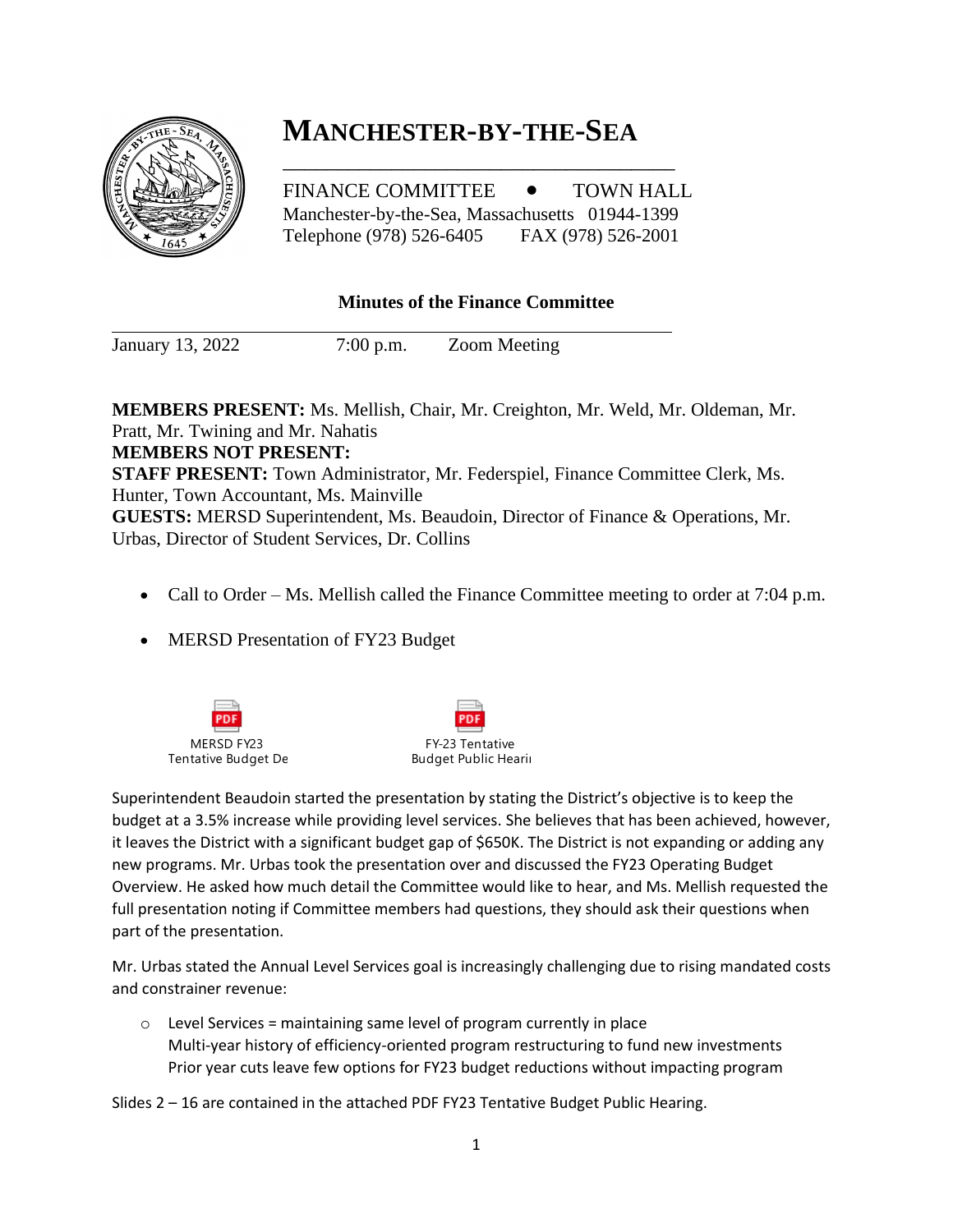# MANCHESTER-BY-THE-SEA

FINANCE COMMITTEE • TOWN HALL
Manchester-by-the-Sea, Massachusetts 01944-1399
Telephone (978) 526-6405 FAX (978) 526-2001

## Minutes of the Finance Committee

January 13, 2022 7:00 p.m. Zoom Meeting

**MEMBERS PRESENT:** Ms. Mellish, Chair, Mr. Creighton, Mr. Weld, Mr. Oldeman, Mr. Pratt, Mr. Twining and Mr. Nahatis
**MEMBERS NOT PRESENT:**
**STAFF PRESENT:** Town Administrator, Mr. Federspiel, Finance Committee Clerk, Ms. Hunter, Town Accountant, Ms. Mainville
**GUESTS:** MERSD Superintendent, Ms. Beaudoin, Director of Finance & Operations, Mr. Urbas, Director of Student Services, Dr. Collins

- Call to Order – Ms. Mellish called the Finance Committee meeting to order at 7:04 p.m.
- MERSD Presentation of FY23 Budget

MERSD FY23 Tentative Budget De     FY-23 Tentative Budget Public Hearii

Superintendent Beaudoin started the presentation by stating the District's objective is to keep the budget at a 3.5% increase while providing level services. She believes that has been achieved, however, it leaves the District with a significant budget gap of $650K. The District is not expanding or adding any new programs. Mr. Urbas took the presentation over and discussed the FY23 Operating Budget Overview. He asked how much detail the Committee would like to hear, and Ms. Mellish requested the full presentation noting if Committee members had questions, they should ask their questions when part of the presentation.

Mr. Urbas stated the Annual Level Services goal is increasingly challenging due to rising mandated costs and constrainer revenue:

- Level Services = maintaining same level of program currently in place
  Multi-year history of efficiency-oriented program restructuring to fund new investments
  Prior year cuts leave few options for FY23 budget reductions without impacting program

Slides 2 – 16 are contained in the attached PDF FY23 Tentative Budget Public Hearing.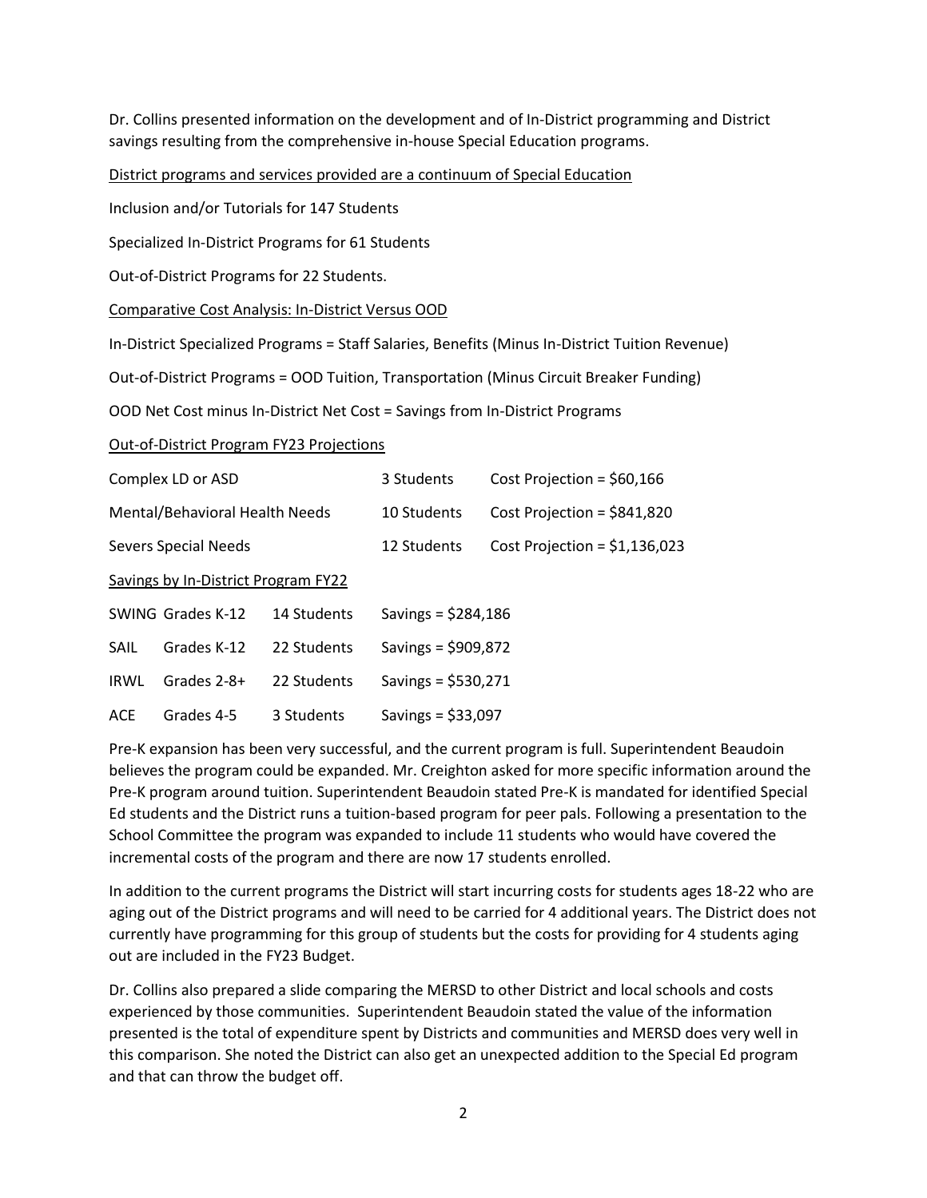Dr. Collins presented information on the development and of In-District programming and District savings resulting from the comprehensive in-house Special Education programs.

<u>District programs and services provided are a continuum of Special Education</u>

Inclusion and/or Tutorials for 147 Students

Specialized In-District Programs for 61 Students

Out-of-District Programs for 22 Students.

<u>Comparative Cost Analysis: In-District Versus OOD</u>

In-District Specialized Programs = Staff Salaries, Benefits (Minus In-District Tuition Revenue)

Out-of-District Programs = OOD Tuition, Transportation (Minus Circuit Breaker Funding)

OOD Net Cost minus In-District Net Cost = Savings from In-District Programs

<u>Out-of-District Program FY23 Projections</u>

| | | |
|---|---|---|
| Complex LD or ASD | 3 Students | Cost Projection = $60,166 |
| Mental/Behavioral Health Needs | 10 Students | Cost Projection = $841,820 |
| Severs Special Needs | 12 Students | Cost Projection = $1,136,023 |

<u>Savings by In-District Program FY22</u>

| | | | |
|---|---|---|---|
| SWING | Grades K-12 | 14 Students | Savings = $284,186 |
| SAIL | Grades K-12 | 22 Students | Savings = $909,872 |
| IRWL | Grades 2-8+ | 22 Students | Savings = $530,271 |
| ACE | Grades 4-5 | 3 Students | Savings = $33,097 |

Pre-K expansion has been very successful, and the current program is full. Superintendent Beaudoin believes the program could be expanded. Mr. Creighton asked for more specific information around the Pre-K program around tuition. Superintendent Beaudoin stated Pre-K is mandated for identified Special Ed students and the District runs a tuition-based program for peer pals. Following a presentation to the School Committee the program was expanded to include 11 students who would have covered the incremental costs of the program and there are now 17 students enrolled.

In addition to the current programs the District will start incurring costs for students ages 18-22 who are aging out of the District programs and will need to be carried for 4 additional years. The District does not currently have programming for this group of students but the costs for providing for 4 students aging out are included in the FY23 Budget.

Dr. Collins also prepared a slide comparing the MERSD to other District and local schools and costs experienced by those communities. Superintendent Beaudoin stated the value of the information presented is the total of expenditure spent by Districts and communities and MERSD does very well in this comparison. She noted the District can also get an unexpected addition to the Special Ed program and that can throw the budget off.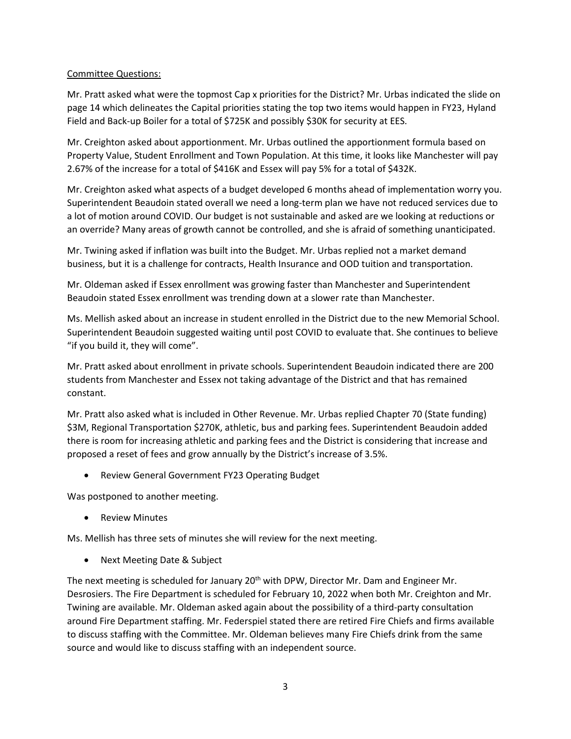Committee Questions:

Mr. Pratt asked what were the topmost Cap x priorities for the District? Mr. Urbas indicated the slide on page 14 which delineates the Capital priorities stating the top two items would happen in FY23, Hyland Field and Back-up Boiler for a total of $725K and possibly $30K for security at EES.

Mr. Creighton asked about apportionment. Mr. Urbas outlined the apportionment formula based on Property Value, Student Enrollment and Town Population. At this time, it looks like Manchester will pay 2.67% of the increase for a total of $416K and Essex will pay 5% for a total of $432K.

Mr. Creighton asked what aspects of a budget developed 6 months ahead of implementation worry you. Superintendent Beaudoin stated overall we need a long-term plan we have not reduced services due to a lot of motion around COVID. Our budget is not sustainable and asked are we looking at reductions or an override? Many areas of growth cannot be controlled, and she is afraid of something unanticipated.

Mr. Twining asked if inflation was built into the Budget. Mr. Urbas replied not a market demand business, but it is a challenge for contracts, Health Insurance and OOD tuition and transportation.

Mr. Oldeman asked if Essex enrollment was growing faster than Manchester and Superintendent Beaudoin stated Essex enrollment was trending down at a slower rate than Manchester.

Ms. Mellish asked about an increase in student enrolled in the District due to the new Memorial School. Superintendent Beaudoin suggested waiting until post COVID to evaluate that. She continues to believe "if you build it, they will come".

Mr. Pratt asked about enrollment in private schools. Superintendent Beaudoin indicated there are 200 students from Manchester and Essex not taking advantage of the District and that has remained constant.

Mr. Pratt also asked what is included in Other Revenue. Mr. Urbas replied Chapter 70 (State funding) $3M, Regional Transportation $270K, athletic, bus and parking fees. Superintendent Beaudoin added there is room for increasing athletic and parking fees and the District is considering that increase and proposed a reset of fees and grow annually by the District's increase of 3.5%.

- Review General Government FY23 Operating Budget

Was postponed to another meeting.

- Review Minutes

Ms. Mellish has three sets of minutes she will review for the next meeting.

- Next Meeting Date & Subject

The next meeting is scheduled for January 20th with DPW, Director Mr. Dam and Engineer Mr. Desrosiers. The Fire Department is scheduled for February 10, 2022 when both Mr. Creighton and Mr. Twining are available. Mr. Oldeman asked again about the possibility of a third-party consultation around Fire Department staffing. Mr. Federspiel stated there are retired Fire Chiefs and firms available to discuss staffing with the Committee. Mr. Oldeman believes many Fire Chiefs drink from the same source and would like to discuss staffing with an independent source.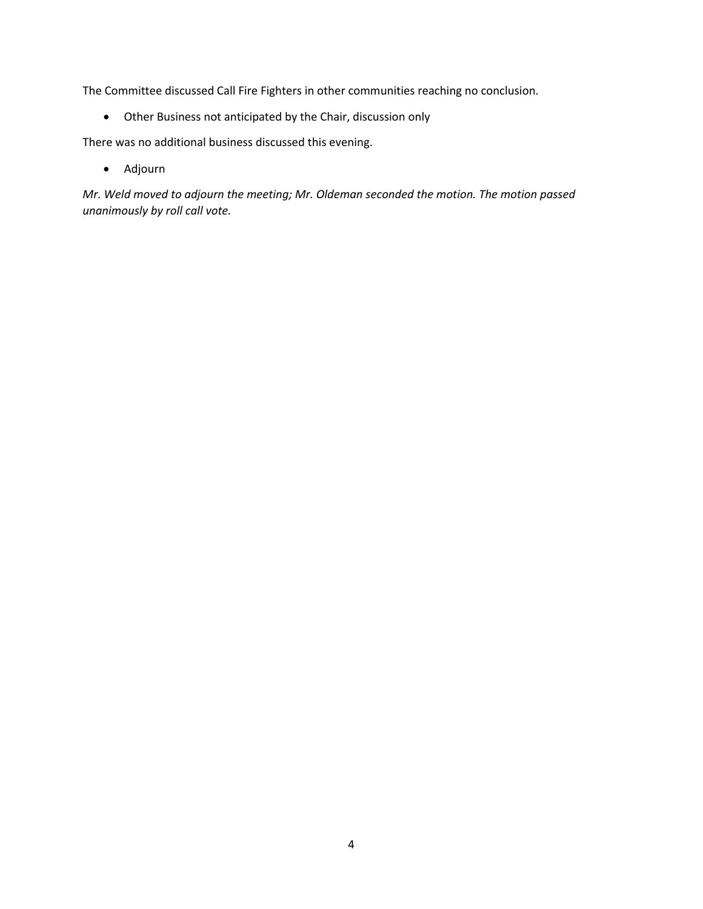The Committee discussed Call Fire Fighters in other communities reaching no conclusion.

- Other Business not anticipated by the Chair, discussion only

There was no additional business discussed this evening.

- Adjourn

*Mr. Weld moved to adjourn the meeting; Mr. Oldeman seconded the motion. The motion passed unanimously by roll call vote.*